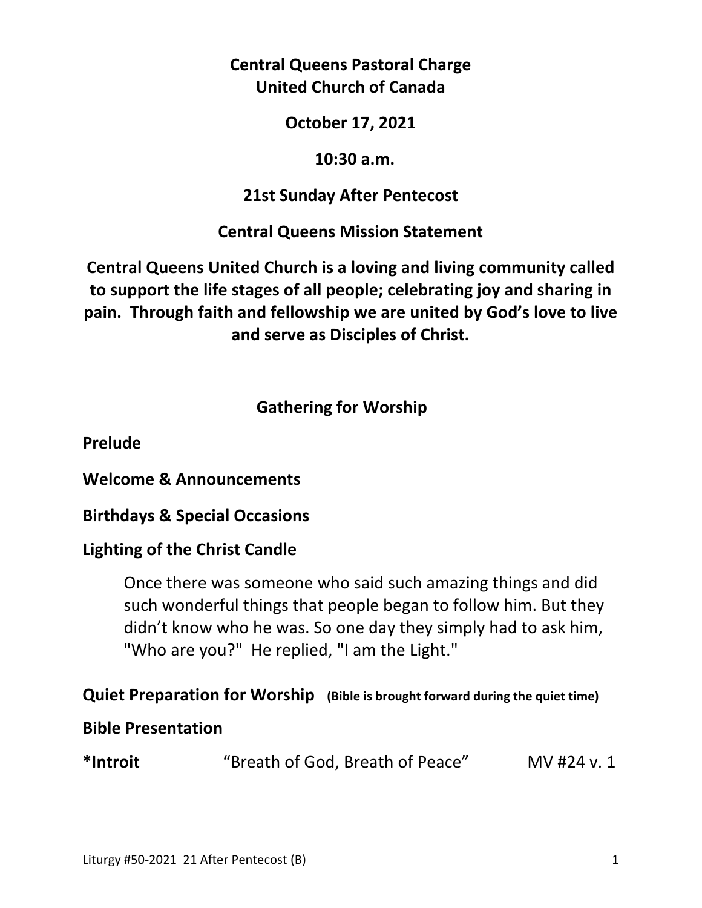**Central Queens Pastoral Charge**
**United Church of Canada**

**October 17, 2021**

**10:30 a.m.**

**21st Sunday After Pentecost**

**Central Queens Mission Statement**

**Central Queens United Church is a loving and living community called to support the life stages of all people; celebrating joy and sharing in pain. Through faith and fellowship we are united by God's love to live and serve as Disciples of Christ.**

## Gathering for Worship

**Prelude**

**Welcome & Announcements**

**Birthdays & Special Occasions**

**Lighting of the Christ Candle**

> Once there was someone who said such amazing things and did such wonderful things that people began to follow him. But they didn't know who he was. So one day they simply had to ask him, "Who are you?" He replied, "I am the Light."

**Quiet Preparation for Worship** **(Bible is brought forward during the quiet time)**

**Bible Presentation**

***Introit** "Breath of God, Breath of Peace" MV #24 v. 1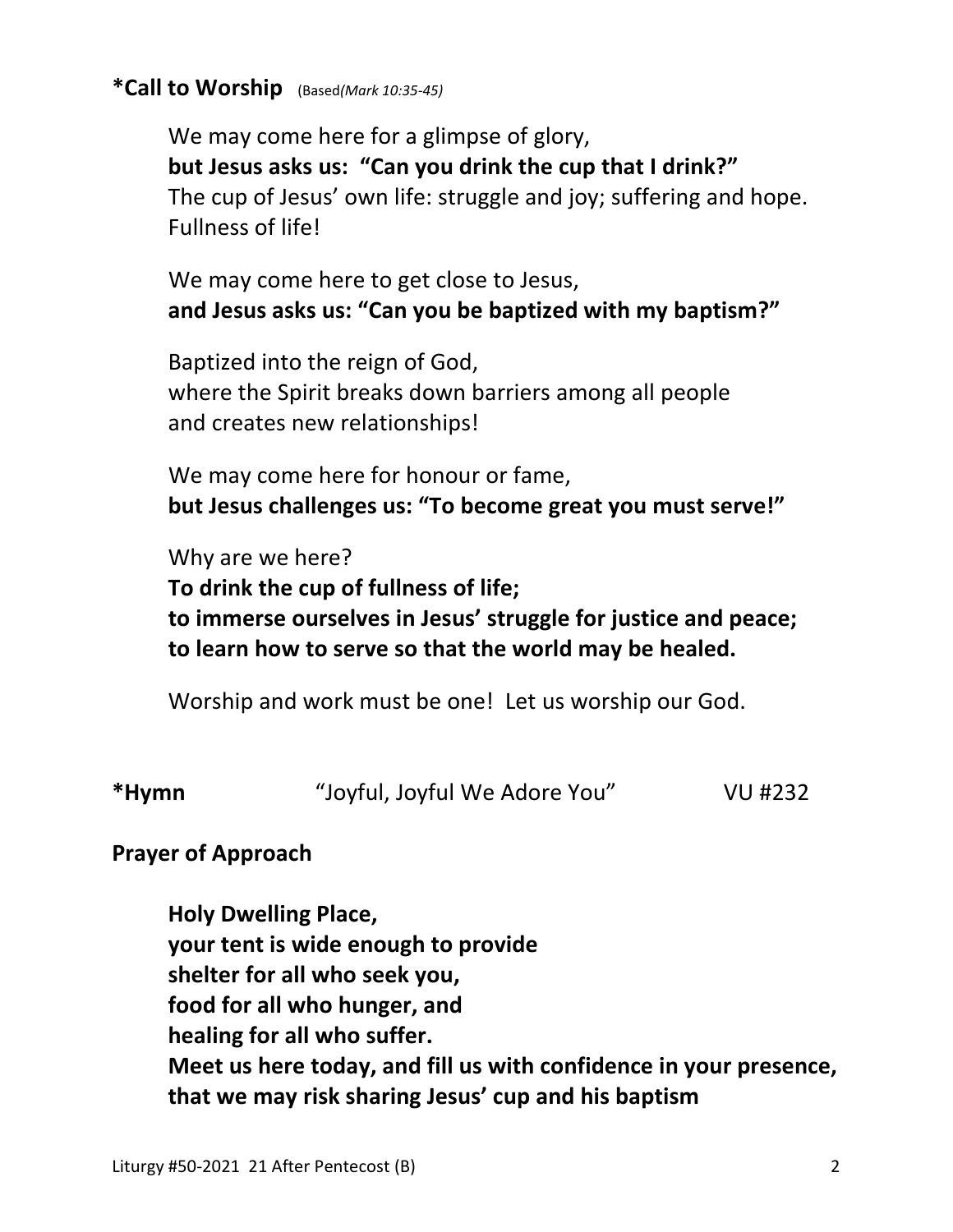**\*Call to Worship** (Based*(Mark 10:35-45)*

We may come here for a glimpse of glory,
**but Jesus asks us: "Can you drink the cup that I drink?"**
The cup of Jesus' own life: struggle and joy; suffering and hope. Fullness of life!

We may come here to get close to Jesus,
**and Jesus asks us: "Can you be baptized with my baptism?"**

Baptized into the reign of God,
where the Spirit breaks down barriers among all people
and creates new relationships!

We may come here for honour or fame,
**but Jesus challenges us: "To become great you must serve!"**

Why are we here?
**To drink the cup of fullness of life;**
**to immerse ourselves in Jesus' struggle for justice and peace;**
**to learn how to serve so that the world may be healed.**

Worship and work must be one! Let us worship our God.

**\*Hymn** "Joyful, Joyful We Adore You" VU #232

**Prayer of Approach**

**Holy Dwelling Place,**
**your tent is wide enough to provide**
**shelter for all who seek you,**
**food for all who hunger, and**
**healing for all who suffer.**
**Meet us here today, and fill us with confidence in your presence,**
**that we may risk sharing Jesus' cup and his baptism**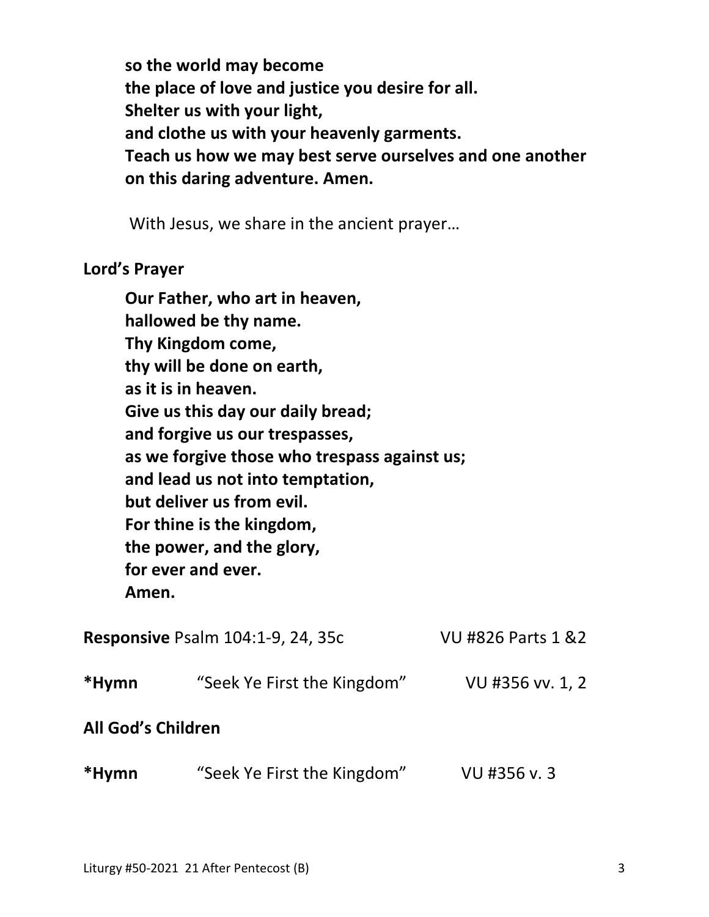**so the world may become**
**the place of love and justice you desire for all.**
**Shelter us with your light,**
**and clothe us with your heavenly garments.**
**Teach us how we may best serve ourselves and one another**
**on this daring adventure. Amen.**

With Jesus, we share in the ancient prayer…

**Lord's Prayer**

**Our Father, who art in heaven,**
**hallowed be thy name.**
**Thy Kingdom come,**
**thy will be done on earth,**
**as it is in heaven.**
**Give us this day our daily bread;**
**and forgive us our trespasses,**
**as we forgive those who trespass against us;**
**and lead us not into temptation,**
**but deliver us from evil.**
**For thine is the kingdom,**
**the power, and the glory,**
**for ever and ever.**
**Amen.**

**Responsive** Psalm 104:1-9, 24, 35c VU #826 Parts 1 &2

**\*Hymn** "Seek Ye First the Kingdom" VU #356 vv. 1, 2

**All God's Children**

**\*Hymn** "Seek Ye First the Kingdom" VU #356 v. 3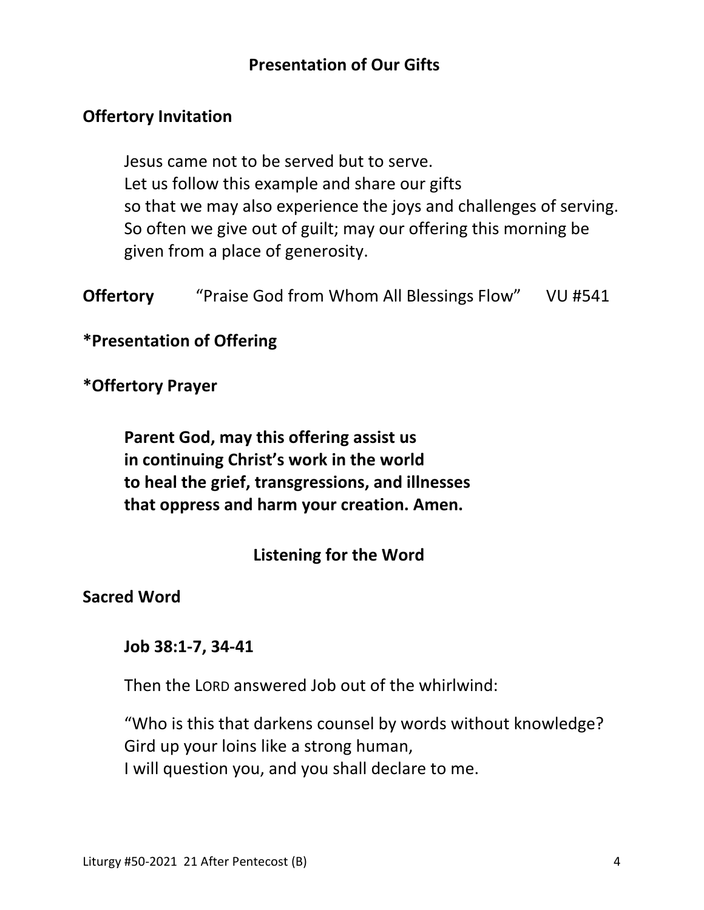## Presentation of Our Gifts

**Offertory Invitation**

Jesus came not to be served but to serve.
Let us follow this example and share our gifts
so that we may also experience the joys and challenges of serving.
So often we give out of guilt; may our offering this morning be given from a place of generosity.

**Offertory** “Praise God from Whom All Blessings Flow” VU #541

**\*Presentation of Offering**

**\*Offertory Prayer**

**Parent God, may this offering assist us**
**in continuing Christ’s work in the world**
**to heal the grief, transgressions, and illnesses**
**that oppress and harm your creation. Amen.**

## Listening for the Word

**Sacred Word**

**Job 38:1-7, 34-41**

Then the LORD answered Job out of the whirlwind:

“Who is this that darkens counsel by words without knowledge?
Gird up your loins like a strong human,
I will question you, and you shall declare to me.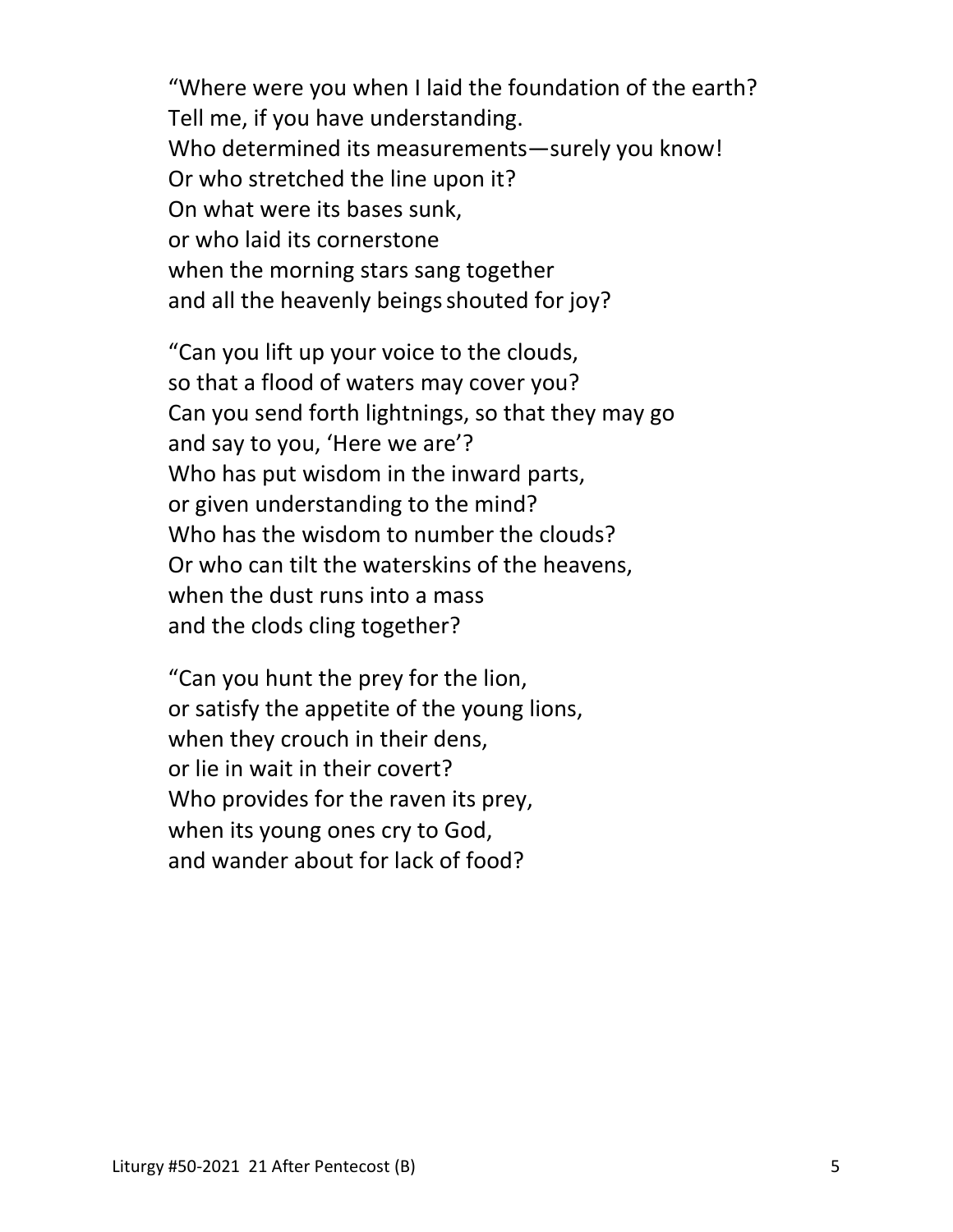"Where were you when I laid the foundation of the earth?  
Tell me, if you have understanding.  
Who determined its measurements—surely you know!  
Or who stretched the line upon it?  
On what were its bases sunk,  
or who laid its cornerstone  
when the morning stars sang together  
and all the heavenly beings shouted for joy?

"Can you lift up your voice to the clouds,  
so that a flood of waters may cover you?  
Can you send forth lightnings, so that they may go  
and say to you, 'Here we are'?  
Who has put wisdom in the inward parts,  
or given understanding to the mind?  
Who has the wisdom to number the clouds?  
Or who can tilt the waterskins of the heavens,  
when the dust runs into a mass  
and the clods cling together?

"Can you hunt the prey for the lion,  
or satisfy the appetite of the young lions,  
when they crouch in their dens,  
or lie in wait in their covert?  
Who provides for the raven its prey,  
when its young ones cry to God,  
and wander about for lack of food?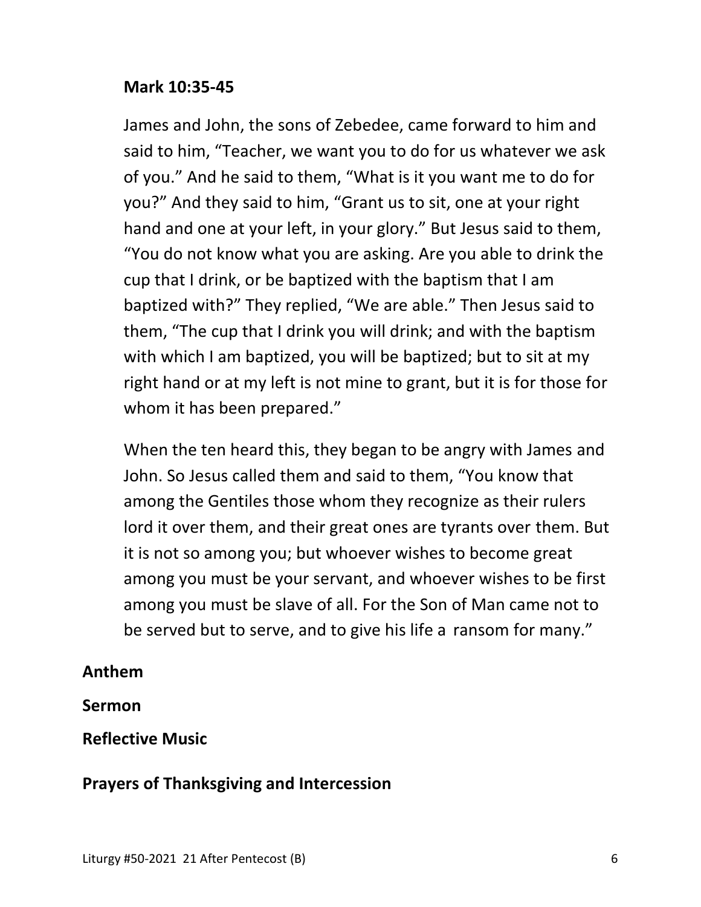**Mark 10:35-45**

James and John, the sons of Zebedee, came forward to him and said to him, “Teacher, we want you to do for us whatever we ask of you.” And he said to them, “What is it you want me to do for you?” And they said to him, “Grant us to sit, one at your right hand and one at your left, in your glory.” But Jesus said to them, “You do not know what you are asking. Are you able to drink the cup that I drink, or be baptized with the baptism that I am baptized with?” They replied, “We are able.” Then Jesus said to them, “The cup that I drink you will drink; and with the baptism with which I am baptized, you will be baptized; but to sit at my right hand or at my left is not mine to grant, but it is for those for whom it has been prepared.”

When the ten heard this, they began to be angry with James and John. So Jesus called them and said to them, “You know that among the Gentiles those whom they recognize as their rulers lord it over them, and their great ones are tyrants over them. But it is not so among you; but whoever wishes to become great among you must be your servant, and whoever wishes to be first among you must be slave of all. For the Son of Man came not to be served but to serve, and to give his life a ransom for many.”

**Anthem**

**Sermon**

**Reflective Music**

**Prayers of Thanksgiving and Intercession**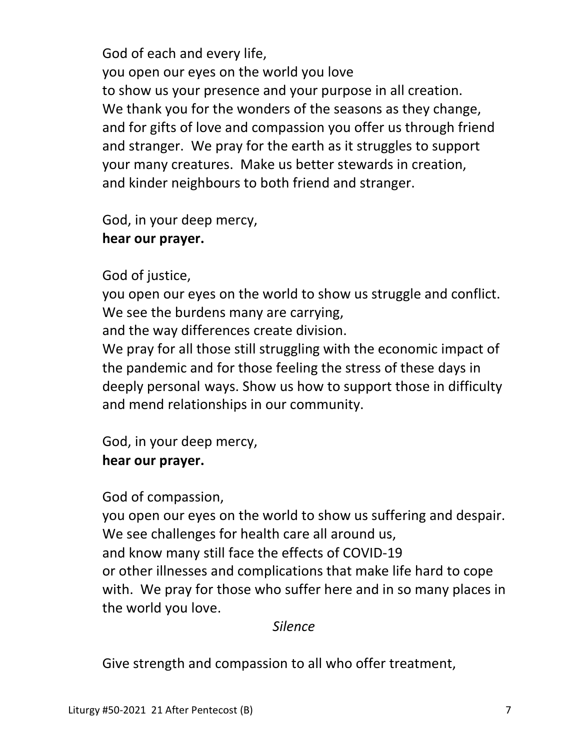God of each and every life,
you open our eyes on the world you love
to show us your presence and your purpose in all creation.
We thank you for the wonders of the seasons as they change,
and for gifts of love and compassion you offer us through friend and stranger. We pray for the earth as it struggles to support your many creatures. Make us better stewards in creation,
and kinder neighbours to both friend and stranger.

God, in your deep mercy,
**hear our prayer.**

God of justice,
you open our eyes on the world to show us struggle and conflict.
We see the burdens many are carrying,
and the way differences create division.
We pray for all those still struggling with the economic impact of the pandemic and for those feeling the stress of these days in deeply personal ways. Show us how to support those in difficulty and mend relationships in our community.

God, in your deep mercy,
**hear our prayer.**

God of compassion,
you open our eyes on the world to show us suffering and despair.
We see challenges for health care all around us,
and know many still face the effects of COVID-19
or other illnesses and complications that make life hard to cope with. We pray for those who suffer here and in so many places in the world you love.

*Silence*

Give strength and compassion to all who offer treatment,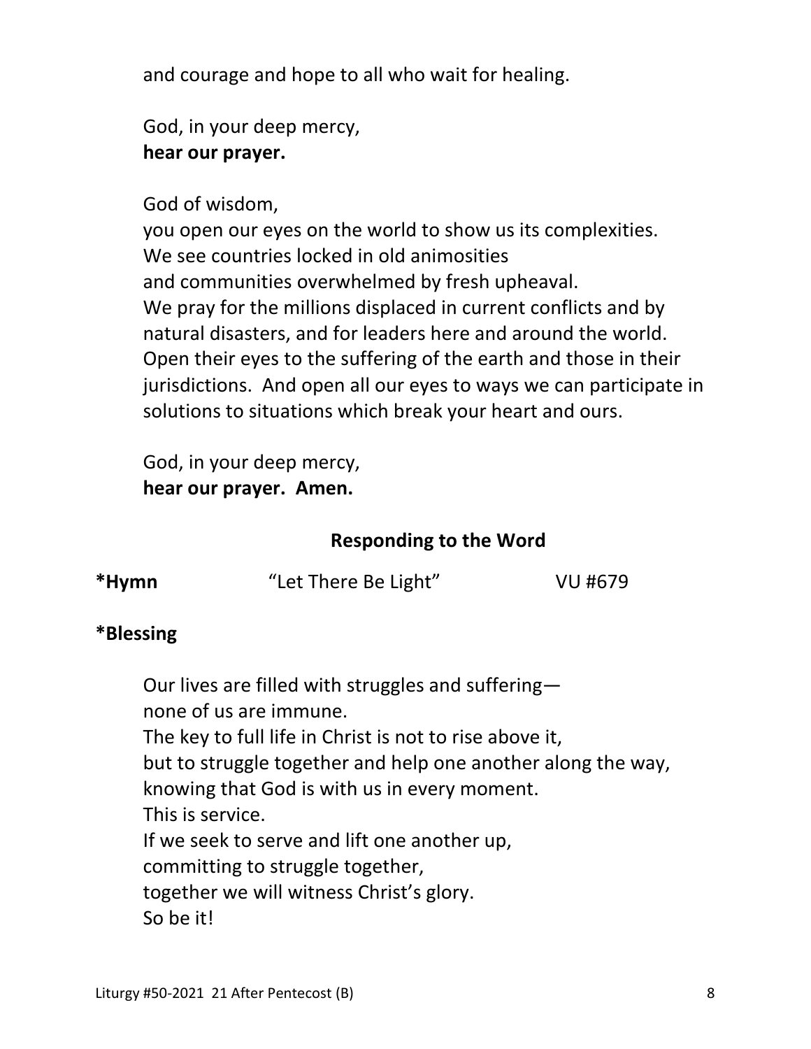and courage and hope to all who wait for healing.

God, in your deep mercy,  
**hear our prayer.**

God of wisdom,  
you open our eyes on the world to show us its complexities.  
We see countries locked in old animosities  
and communities overwhelmed by fresh upheaval.  
We pray for the millions displaced in current conflicts and by natural disasters, and for leaders here and around the world. Open their eyes to the suffering of the earth and those in their jurisdictions. And open all our eyes to ways we can participate in solutions to situations which break your heart and ours.

God, in your deep mercy,  
**hear our prayer. Amen.**

## Responding to the Word

**\*Hymn** "Let There Be Light" VU #679

**\*Blessing**

Our lives are filled with struggles and suffering—  
none of us are immune.  
The key to full life in Christ is not to rise above it,  
but to struggle together and help one another along the way,  
knowing that God is with us in every moment.  
This is service.  
If we seek to serve and lift one another up,  
committing to struggle together,  
together we will witness Christ's glory.  
So be it!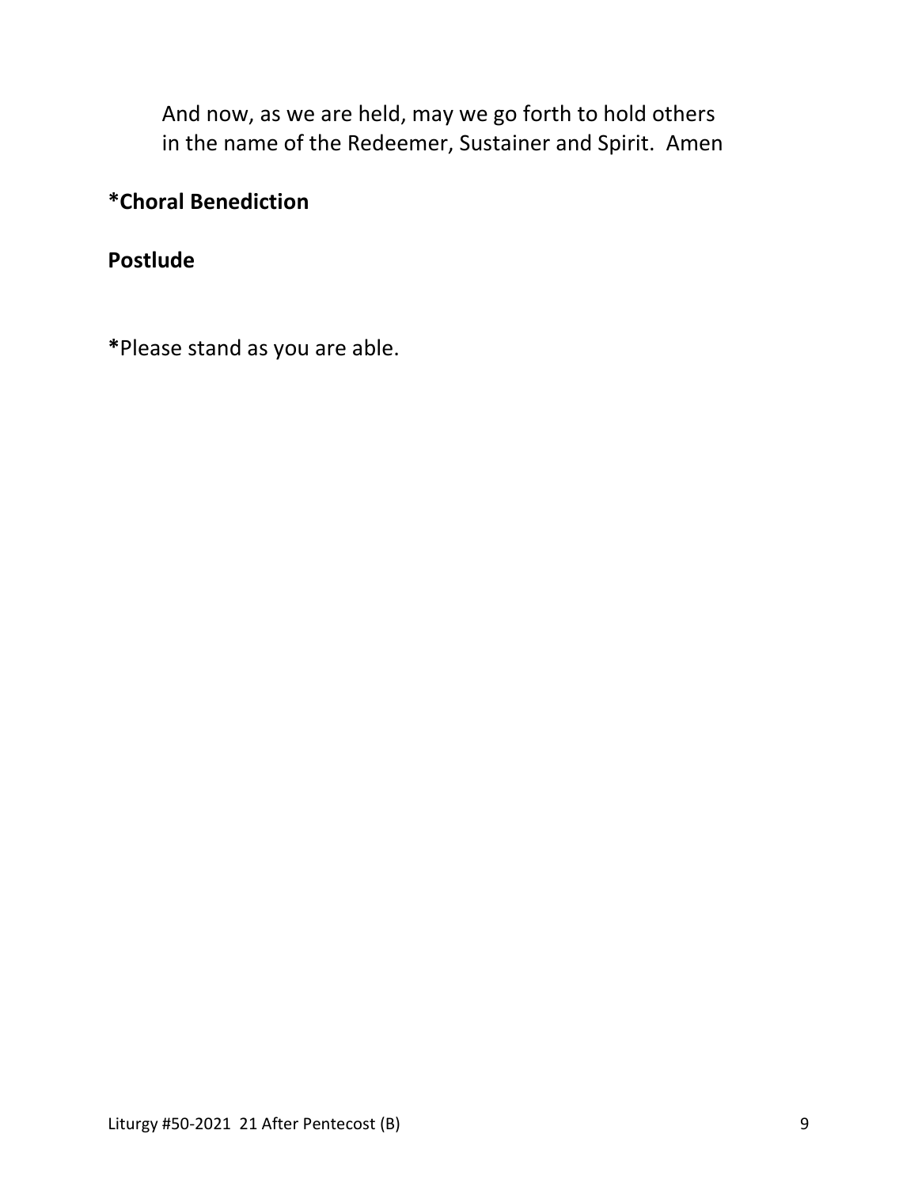And now, as we are held, may we go forth to hold others
in the name of the Redeemer, Sustainer and Spirit.  Amen

**\*Choral Benediction**

**Postlude**

**\***Please stand as you are able.